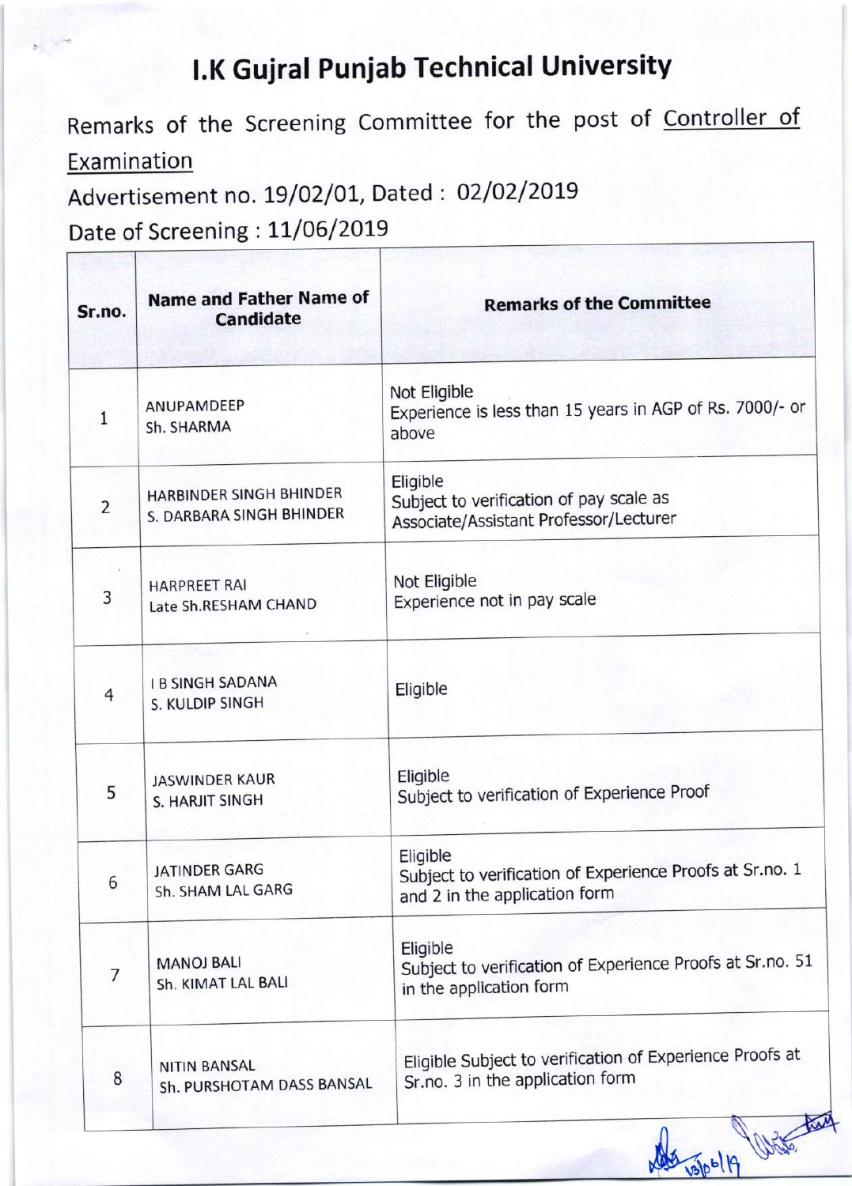# I.K Gujral Punjab Technical University

Remarks of the Screening Committee for the post of Controller of Examination

Advertisement no. 19/02/01, Dated : 02/02/2019

Date of Screening : 11/06/2019

| Sr.no. | Name and Father Name of Candidate | Remarks of the Committee |
|---|---|---|
| 1 | ANUPAMDEEP<br>Sh. SHARMA | Not Eligible<br>Experience is less than 15 years in AGP of Rs. 7000/- or above |
| 2 | HARBINDER SINGH BHINDER<br>S. DARBARA SINGH BHINDER | Eligible<br>Subject to verification of pay scale as Associate/Assistant Professor/Lecturer |
| 3 | HARPREET RAI<br>Late Sh.RESHAM CHAND | Not Eligible<br>Experience not in pay scale |
| 4 | I B SINGH SADANA<br>S. KULDIP SINGH | Eligible |
| 5 | JASWINDER KAUR<br>S. HARJIT SINGH | Eligible<br>Subject to verification of Experience Proof |
| 6 | JATINDER GARG<br>Sh. SHAM LAL GARG | Eligible<br>Subject to verification of Experience Proofs at Sr.no. 1 and 2 in the application form |
| 7 | MANOJ BALI<br>Sh. KIMAT LAL BALI | Eligible<br>Subject to verification of Experience Proofs at Sr.no. 51 in the application form |
| 8 | NITIN BANSAL<br>Sh. PURSHOTAM DASS BANSAL | Eligible Subject to verification of Experience Proofs at Sr.no. 3 in the application form |

13/06/19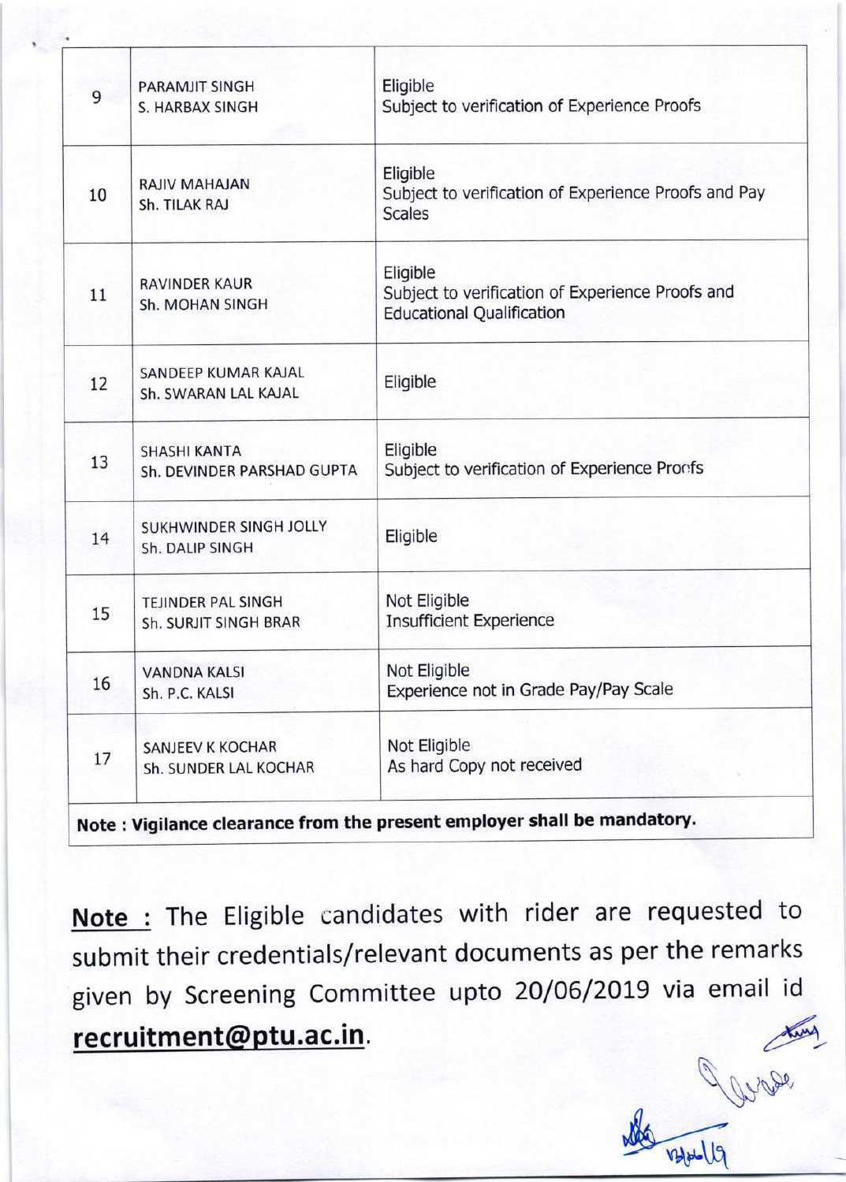| | | |
|---|---|---|
| 9 | PARAMJIT SINGH<br>S. HARBAX SINGH | Eligible<br>Subject to verification of Experience Proofs |
| 10 | RAJIV MAHAJAN<br>Sh. TILAK RAJ | Eligible<br>Subject to verification of Experience Proofs and Pay Scales |
| 11 | RAVINDER KAUR<br>Sh. MOHAN SINGH | Eligible<br>Subject to verification of Experience Proofs and Educational Qualification |
| 12 | SANDEEP KUMAR KAJAL<br>Sh. SWARAN LAL KAJAL | Eligible |
| 13 | SHASHI KANTA<br>Sh. DEVINDER PARSHAD GUPTA | Eligible<br>Subject to verification of Experience Proofs |
| 14 | SUKHWINDER SINGH JOLLY<br>Sh. DALIP SINGH | Eligible |
| 15 | TEJINDER PAL SINGH<br>Sh. SURJIT SINGH BRAR | Not Eligible<br>Insufficient Experience |
| 16 | VANDNA KALSI<br>Sh. P.C. KALSI | Not Eligible<br>Experience not in Grade Pay/Pay Scale |
| 17 | SANJEEV K KOCHAR<br>Sh. SUNDER LAL KOCHAR | Not Eligible<br>As hard Copy not received |
| **Note : Vigilance clearance from the present employer shall be mandatory.** | | |

**Note :** The Eligible candidates with rider are requested to submit their credentials/relevant documents as per the remarks given by Screening Committee upto 20/06/2019 via email id **recruitment@ptu.ac.in**.

13/06/19